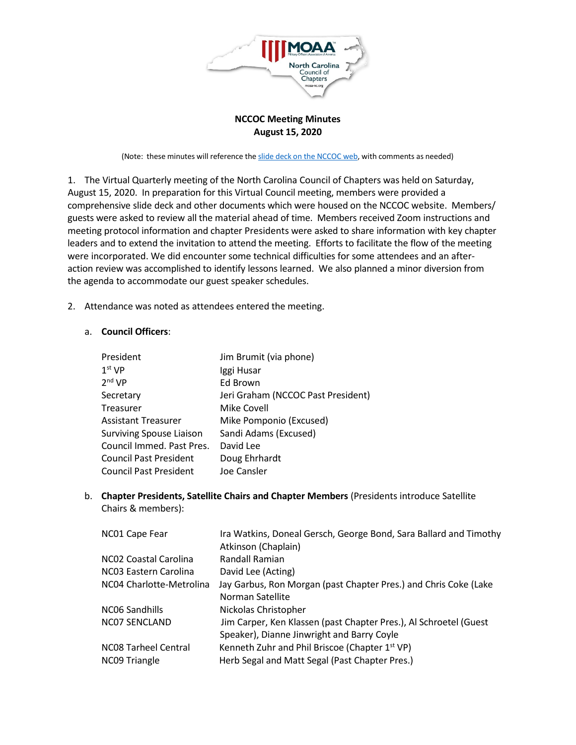**NCCOC Meeting Minutes**
**August 15, 2020**

(Note: these minutes will reference the slide deck on the NCCOC web, with comments as needed)

1. The Virtual Quarterly meeting of the North Carolina Council of Chapters was held on Saturday, August 15, 2020. In preparation for this Virtual Council meeting, members were provided a comprehensive slide deck and other documents which were housed on the NCCOC website. Members/ guests were asked to review all the material ahead of time. Members received Zoom instructions and meeting protocol information and chapter Presidents were asked to share information with key chapter leaders and to extend the invitation to attend the meeting. Efforts to facilitate the flow of the meeting were incorporated. We did encounter some technical difficulties for some attendees and an after-action review was accomplished to identify lessons learned. We also planned a minor diversion from the agenda to accommodate our guest speaker schedules.

2. Attendance was noted as attendees entered the meeting.

   a. **Council Officers**:

| | |
|---|---|
| President | Jim Brumit (via phone) |
| 1st VP | Iggi Husar |
| 2nd VP | Ed Brown |
| Secretary | Jeri Graham (NCCOC Past President) |
| Treasurer | Mike Covell |
| Assistant Treasurer | Mike Pomponio (Excused) |
| Surviving Spouse Liaison | Sandi Adams (Excused) |
| Council Immed. Past Pres. | David Lee |
| Council Past President | Doug Ehrhardt |
| Council Past President | Joe Cansler |

   b. **Chapter Presidents, Satellite Chairs and Chapter Members** (Presidents introduce Satellite Chairs & members):

| | |
|---|---|
| NC01 Cape Fear | Ira Watkins, Doneal Gersch, George Bond, Sara Ballard and Timothy Atkinson (Chaplain) |
| NC02 Coastal Carolina | Randall Ramian |
| NC03 Eastern Carolina | David Lee (Acting) |
| NC04 Charlotte-Metrolina | Jay Garbus, Ron Morgan (past Chapter Pres.) and Chris Coke (Lake Norman Satellite |
| NC06 Sandhills | Nickolas Christopher |
| NC07 SENCLAND | Jim Carper, Ken Klassen (past Chapter Pres.), Al Schroetel (Guest Speaker), Dianne Jinwright and Barry Coyle |
| NC08 Tarheel Central | Kenneth Zuhr and Phil Briscoe (Chapter 1st VP) |
| NC09 Triangle | Herb Segal and Matt Segal (Past Chapter Pres.) |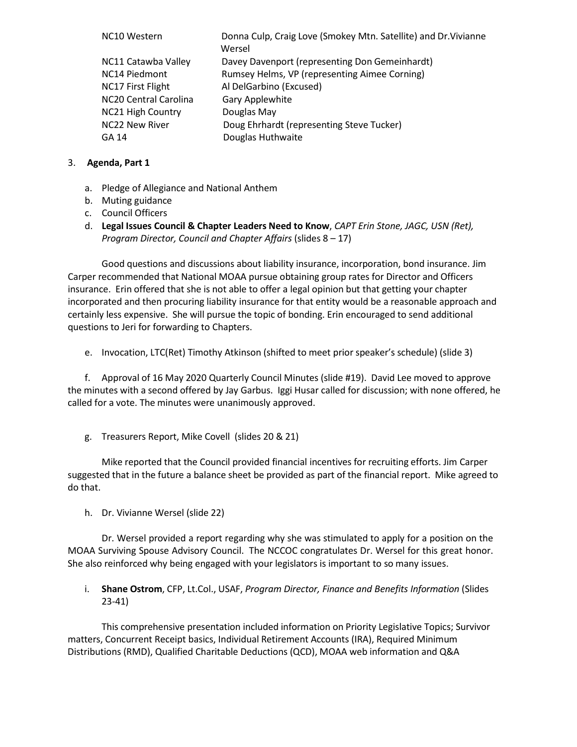| | |
|---|---|
| NC10 Western | Donna Culp, Craig Love (Smokey Mtn. Satellite) and Dr.Vivianne Wersel |
| NC11 Catawba Valley | Davey Davenport (representing Don Gemeinhardt) |
| NC14 Piedmont | Rumsey Helms, VP (representing Aimee Corning) |
| NC17 First Flight | Al DelGarbino (Excused) |
| NC20 Central Carolina | Gary Applewhite |
| NC21 High Country | Douglas May |
| NC22 New River | Doug Ehrhardt (representing Steve Tucker) |
| GA 14 | Douglas Huthwaite |

3. **Agenda, Part 1**

   a. Pledge of Allegiance and National Anthem
   b. Muting guidance
   c. Council Officers
   d. **Legal Issues Council & Chapter Leaders Need to Know**, *CAPT Erin Stone, JAGC, USN (Ret), Program Director, Council and Chapter Affairs* (slides 8 – 17)

Good questions and discussions about liability insurance, incorporation, bond insurance. Jim Carper recommended that National MOAA pursue obtaining group rates for Director and Officers insurance. Erin offered that she is not able to offer a legal opinion but that getting your chapter incorporated and then procuring liability insurance for that entity would be a reasonable approach and certainly less expensive. She will pursue the topic of bonding. Erin encouraged to send additional questions to Jeri for forwarding to Chapters.

   e. Invocation, LTC(Ret) Timothy Atkinson (shifted to meet prior speaker's schedule) (slide 3)

   f. Approval of 16 May 2020 Quarterly Council Minutes (slide #19). David Lee moved to approve the minutes with a second offered by Jay Garbus. Iggi Husar called for discussion; with none offered, he called for a vote. The minutes were unanimously approved.

   g. Treasurers Report, Mike Covell (slides 20 & 21)

Mike reported that the Council provided financial incentives for recruiting efforts. Jim Carper suggested that in the future a balance sheet be provided as part of the financial report. Mike agreed to do that.

   h. Dr. Vivianne Wersel (slide 22)

Dr. Wersel provided a report regarding why she was stimulated to apply for a position on the MOAA Surviving Spouse Advisory Council. The NCCOC congratulates Dr. Wersel for this great honor. She also reinforced why being engaged with your legislators is important to so many issues.

   i. **Shane Ostrom**, CFP, Lt.Col., USAF, *Program Director, Finance and Benefits Information* (Slides 23-41)

This comprehensive presentation included information on Priority Legislative Topics; Survivor matters, Concurrent Receipt basics, Individual Retirement Accounts (IRA), Required Minimum Distributions (RMD), Qualified Charitable Deductions (QCD), MOAA web information and Q&A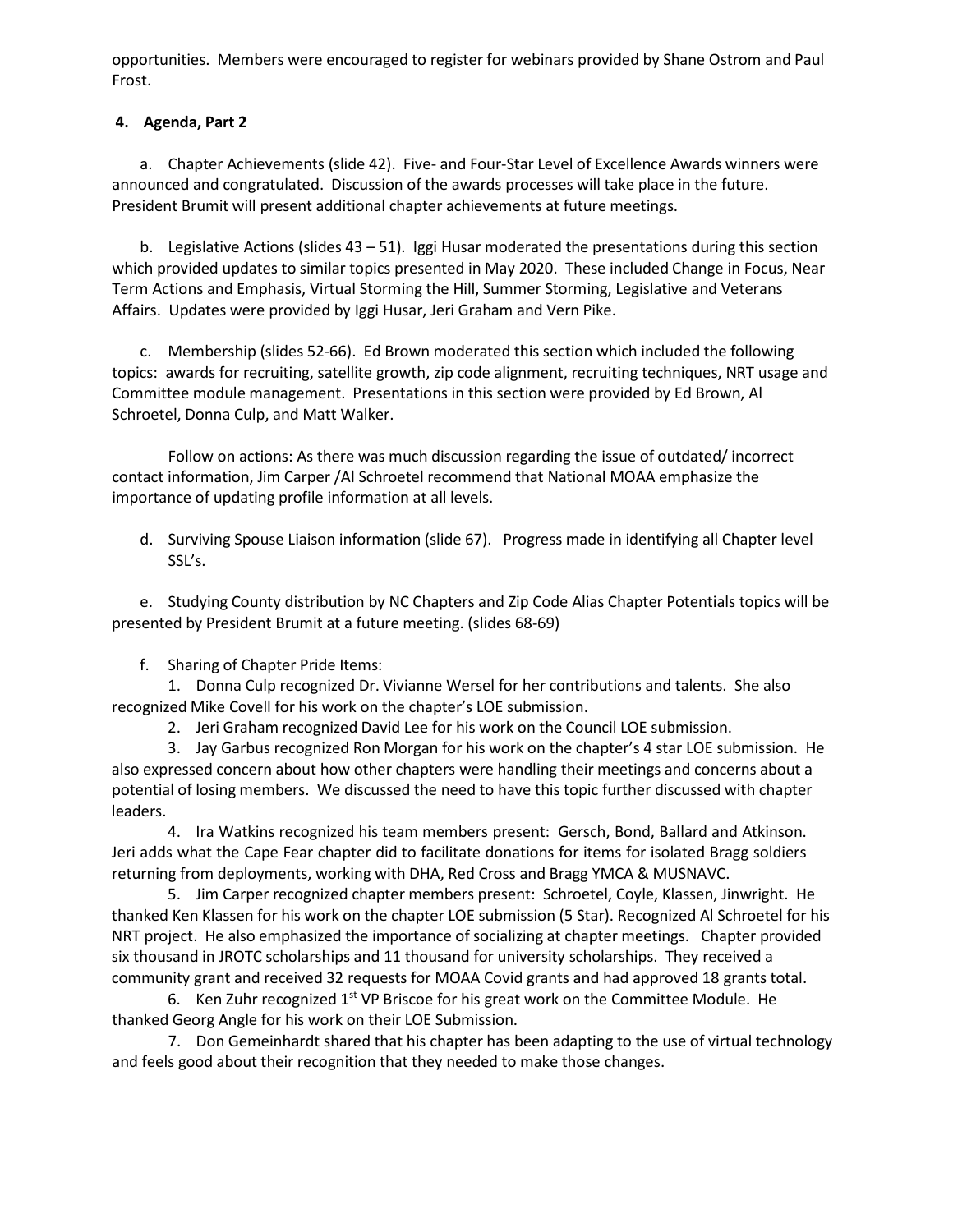opportunities. Members were encouraged to register for webinars provided by Shane Ostrom and Paul Frost.

**4. Agenda, Part 2**

a. Chapter Achievements (slide 42). Five- and Four-Star Level of Excellence Awards winners were announced and congratulated. Discussion of the awards processes will take place in the future. President Brumit will present additional chapter achievements at future meetings.

b. Legislative Actions (slides 43 – 51). Iggi Husar moderated the presentations during this section which provided updates to similar topics presented in May 2020. These included Change in Focus, Near Term Actions and Emphasis, Virtual Storming the Hill, Summer Storming, Legislative and Veterans Affairs. Updates were provided by Iggi Husar, Jeri Graham and Vern Pike.

c. Membership (slides 52-66). Ed Brown moderated this section which included the following topics: awards for recruiting, satellite growth, zip code alignment, recruiting techniques, NRT usage and Committee module management. Presentations in this section were provided by Ed Brown, Al Schroetel, Donna Culp, and Matt Walker.

Follow on actions: As there was much discussion regarding the issue of outdated/ incorrect contact information, Jim Carper /Al Schroetel recommend that National MOAA emphasize the importance of updating profile information at all levels.

d. Surviving Spouse Liaison information (slide 67). Progress made in identifying all Chapter level SSL's.

e. Studying County distribution by NC Chapters and Zip Code Alias Chapter Potentials topics will be presented by President Brumit at a future meeting. (slides 68-69)

f. Sharing of Chapter Pride Items:

1. Donna Culp recognized Dr. Vivianne Wersel for her contributions and talents. She also recognized Mike Covell for his work on the chapter's LOE submission.

2. Jeri Graham recognized David Lee for his work on the Council LOE submission.

3. Jay Garbus recognized Ron Morgan for his work on the chapter's 4 star LOE submission. He also expressed concern about how other chapters were handling their meetings and concerns about a potential of losing members. We discussed the need to have this topic further discussed with chapter leaders.

4. Ira Watkins recognized his team members present: Gersch, Bond, Ballard and Atkinson. Jeri adds what the Cape Fear chapter did to facilitate donations for items for isolated Bragg soldiers returning from deployments, working with DHA, Red Cross and Bragg YMCA & MUSNAVC.

5. Jim Carper recognized chapter members present: Schroetel, Coyle, Klassen, Jinwright. He thanked Ken Klassen for his work on the chapter LOE submission (5 Star). Recognized Al Schroetel for his NRT project. He also emphasized the importance of socializing at chapter meetings. Chapter provided six thousand in JROTC scholarships and 11 thousand for university scholarships. They received a community grant and received 32 requests for MOAA Covid grants and had approved 18 grants total.

6. Ken Zuhr recognized 1st VP Briscoe for his great work on the Committee Module. He thanked Georg Angle for his work on their LOE Submission.

7. Don Gemeinhardt shared that his chapter has been adapting to the use of virtual technology and feels good about their recognition that they needed to make those changes.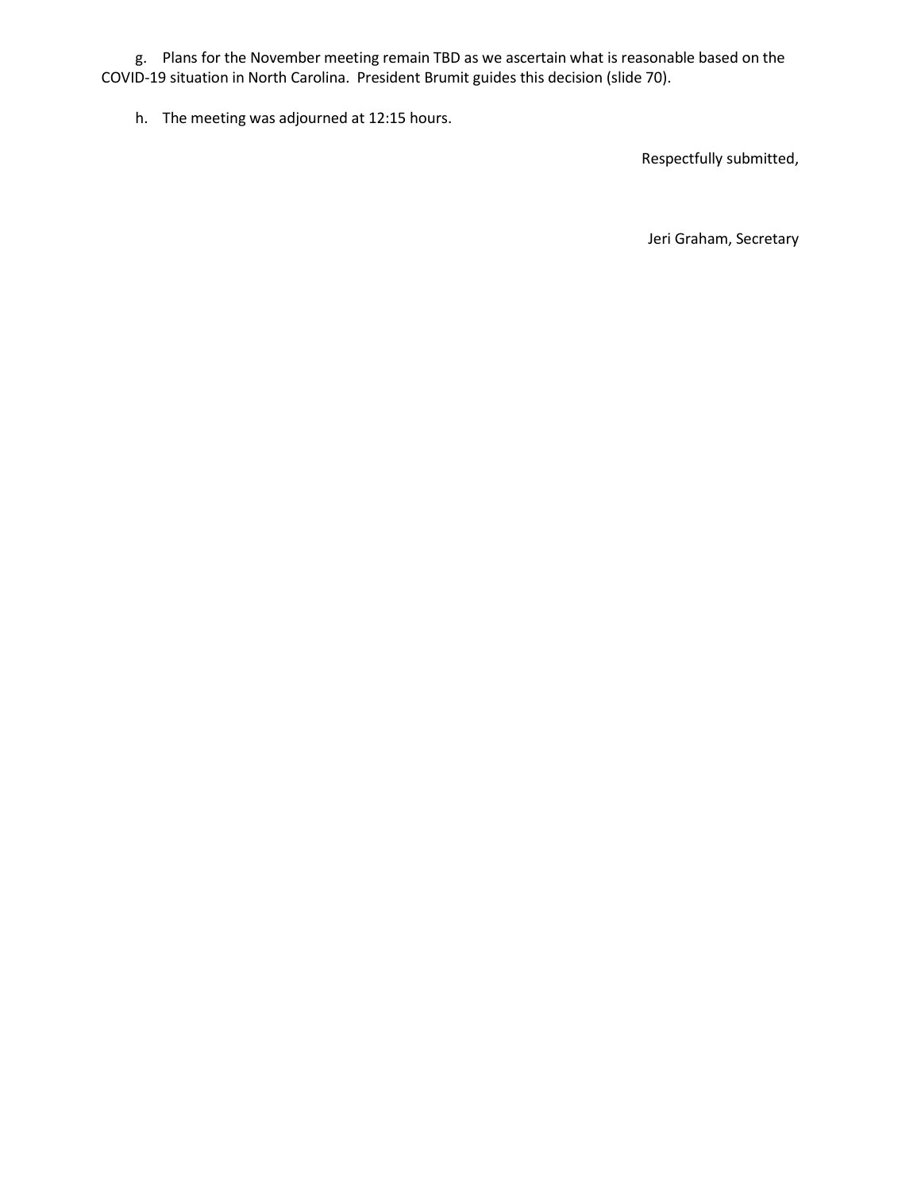g. Plans for the November meeting remain TBD as we ascertain what is reasonable based on the COVID-19 situation in North Carolina. President Brumit guides this decision (slide 70).

h. The meeting was adjourned at 12:15 hours.

Respectfully submitted,

Jeri Graham, Secretary